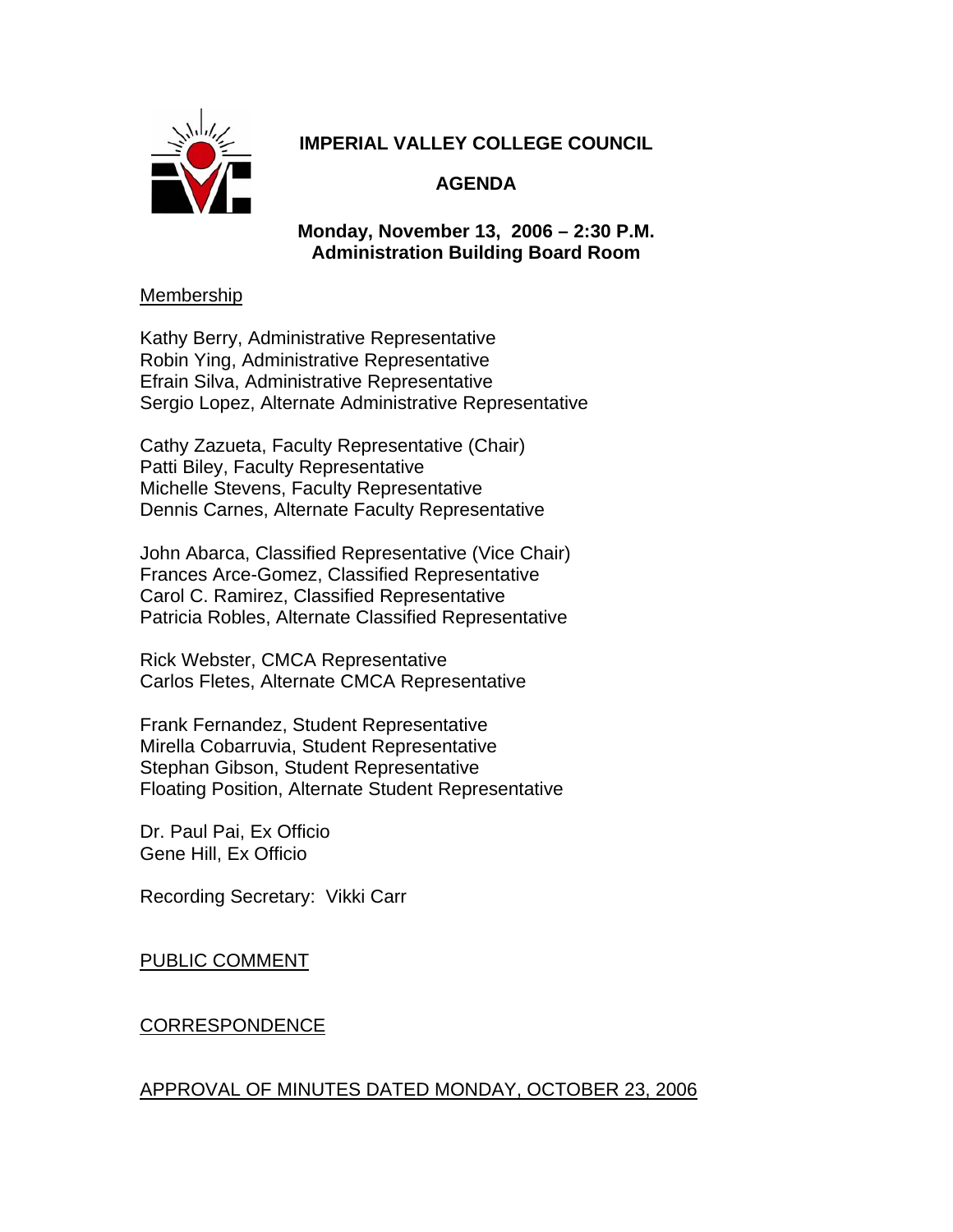# IMPERIAL VALLEY COLLEGE COUNCIL

## AGENDA

**Monday, November 13, 2006 – 2:30 P.M.**
**Administration Building Board Room**

Membership

Kathy Berry, Administrative Representative
Robin Ying, Administrative Representative
Efrain Silva, Administrative Representative
Sergio Lopez, Alternate Administrative Representative

Cathy Zazueta, Faculty Representative (Chair)
Patti Biley, Faculty Representative
Michelle Stevens, Faculty Representative
Dennis Carnes, Alternate Faculty Representative

John Abarca, Classified Representative (Vice Chair)
Frances Arce-Gomez, Classified Representative
Carol C. Ramirez, Classified Representative
Patricia Robles, Alternate Classified Representative

Rick Webster, CMCA Representative
Carlos Fletes, Alternate CMCA Representative

Frank Fernandez, Student Representative
Mirella Cobarruvia, Student Representative
Stephan Gibson, Student Representative
Floating Position, Alternate Student Representative

Dr. Paul Pai, Ex Officio
Gene Hill, Ex Officio

Recording Secretary: Vikki Carr

PUBLIC COMMENT

CORRESPONDENCE

APPROVAL OF MINUTES DATED MONDAY, OCTOBER 23, 2006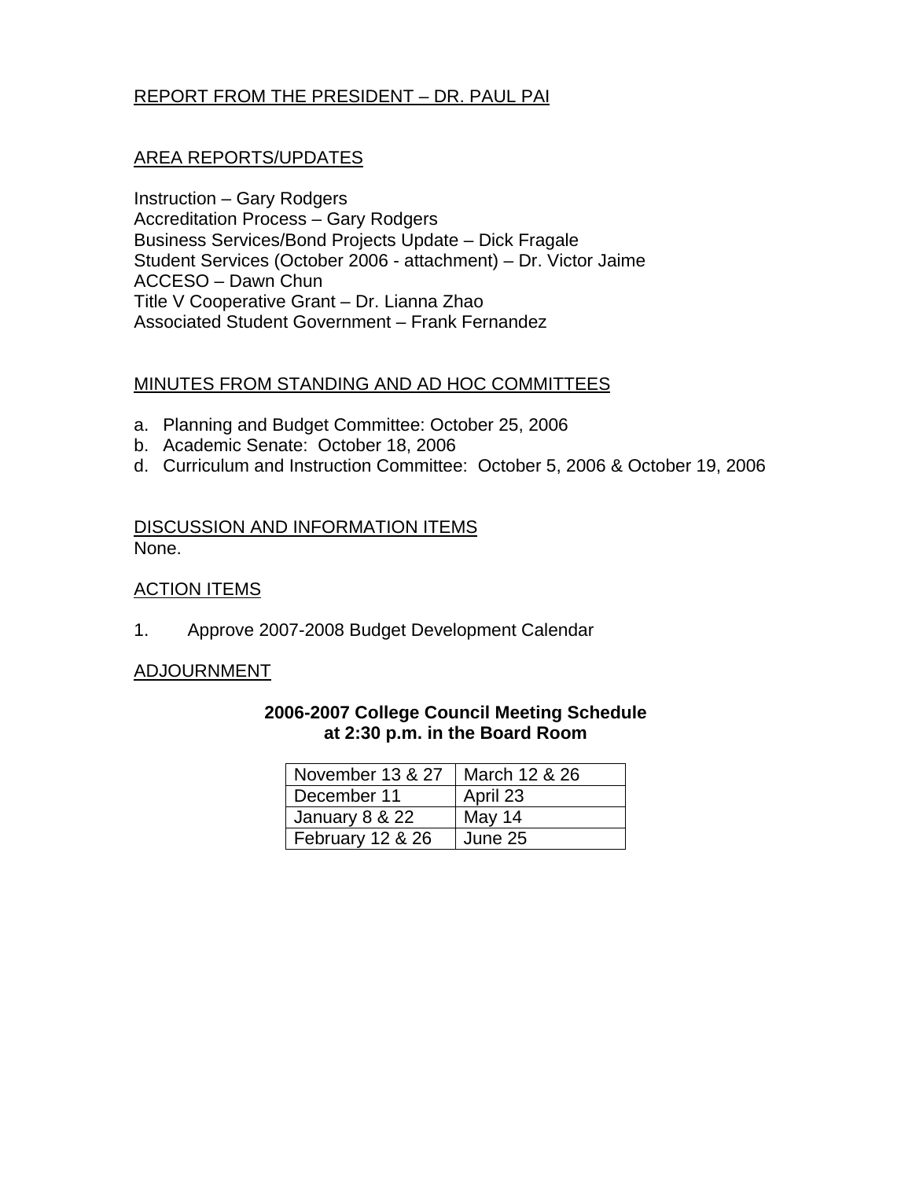## REPORT FROM THE PRESIDENT – DR. PAUL PAI

## AREA REPORTS/UPDATES

Instruction – Gary Rodgers
Accreditation Process – Gary Rodgers
Business Services/Bond Projects Update – Dick Fragale
Student Services (October 2006 - attachment) – Dr. Victor Jaime
ACCESO – Dawn Chun
Title V Cooperative Grant – Dr. Lianna Zhao
Associated Student Government – Frank Fernandez

## MINUTES FROM STANDING AND AD HOC COMMITTEES

a. Planning and Budget Committee: October 25, 2006
b. Academic Senate: October 18, 2006
d. Curriculum and Instruction Committee: October 5, 2006 & October 19, 2006

## DISCUSSION AND INFORMATION ITEMS

None.

## ACTION ITEMS

1. Approve 2007-2008 Budget Development Calendar

## ADJOURNMENT

**2006-2007 College Council Meeting Schedule at 2:30 p.m. in the Board Room**

| | |
|---|---|
| November 13 & 27 | March 12 & 26 |
| December 11 | April 23 |
| January 8 & 22 | May 14 |
| February 12 & 26 | June 25 |